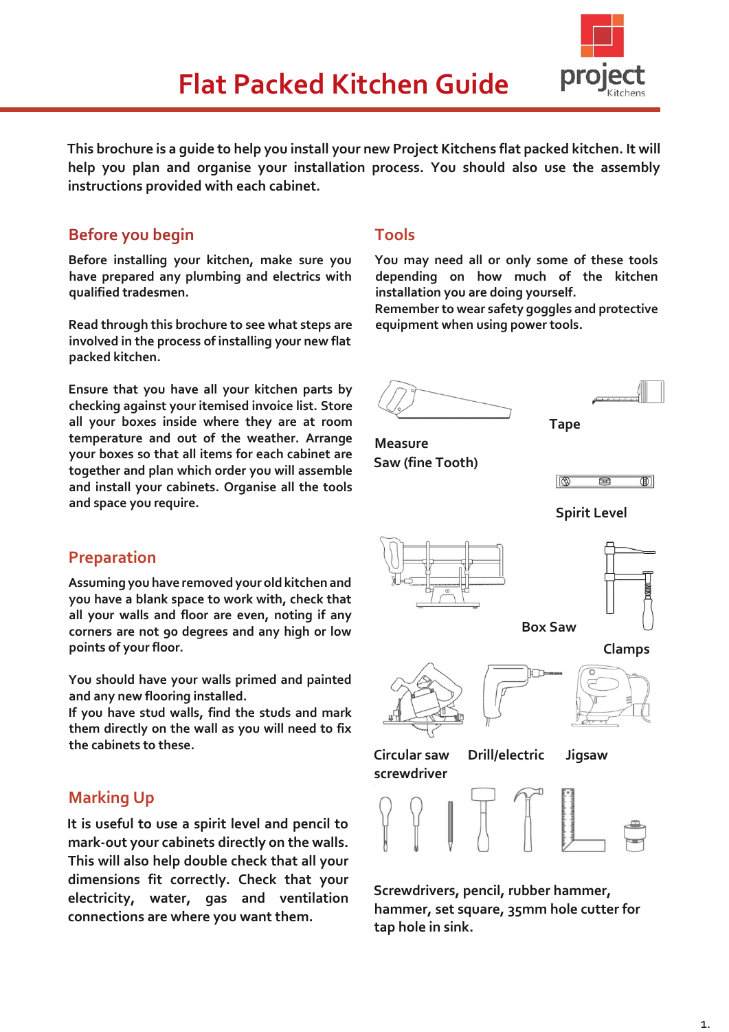# Flat Packed Kitchen Guide

project Kitchens

This brochure is a guide to help you install your new Project Kitchens flat packed kitchen. It will help you plan and organise your installation process. You should also use the assembly instructions provided with each cabinet.

## Before you begin

Before installing your kitchen, make sure you have prepared any plumbing and electrics with qualified tradesmen.

Read through this brochure to see what steps are involved in the process of installing your new flat packed kitchen.

Ensure that you have all your kitchen parts by checking against your itemised invoice list. Store all your boxes inside where they are at room temperature and out of the weather. Arrange your boxes so that all items for each cabinet are together and plan which order you will assemble and install your cabinets. Organise all the tools and space you require.

## Preparation

Assuming you have removed your old kitchen and you have a blank space to work with, check that all your walls and floor are even, noting if any corners are not 90 degrees and any high or low points of your floor.

You should have your walls primed and painted and any new flooring installed.
If you have stud walls, find the studs and mark them directly on the wall as you will need to fix the cabinets to these.

## Marking Up

It is useful to use a spirit level and pencil to mark-out your cabinets directly on the walls. This will also help double check that all your dimensions fit correctly. Check that your electricity, water, gas and ventilation connections are where you want them.

## Tools

You may need all or only some of these tools depending on how much of the kitchen installation you are doing yourself.
Remember to wear safety goggles and protective equipment when using power tools.

Tape

Measure

Saw (fine Tooth)

Spirit Level

Box Saw

Clamps

Circular saw

Drill/electric screwdriver

Jigsaw

Screwdrivers, pencil, rubber hammer, hammer, set square, 35mm hole cutter for tap hole in sink.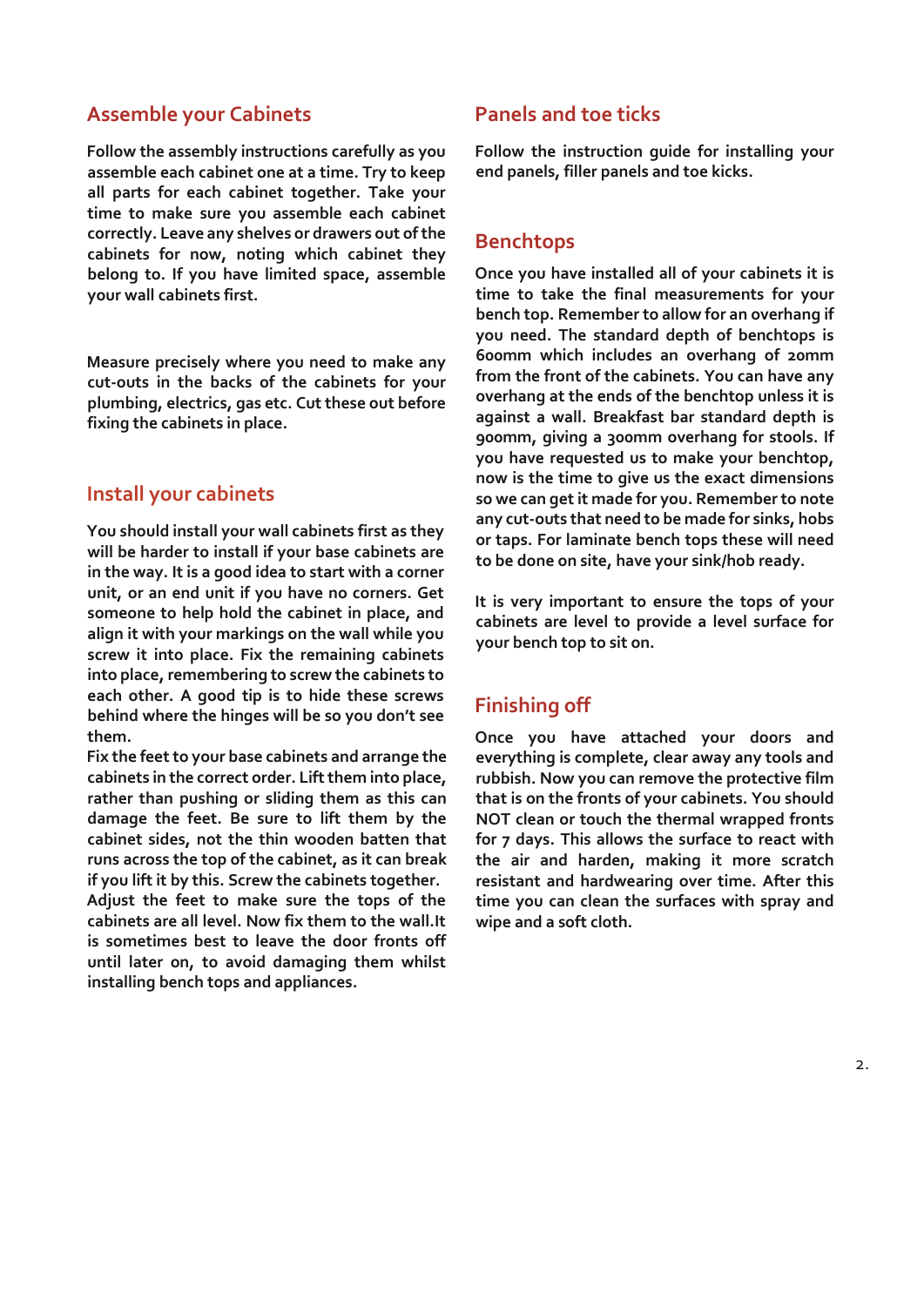## Assemble your Cabinets

**Follow the assembly instructions carefully as you assemble each cabinet one at a time. Try to keep all parts for each cabinet together. Take your time to make sure you assemble each cabinet correctly. Leave any shelves or drawers out of the cabinets for now, noting which cabinet they belong to. If you have limited space, assemble your wall cabinets first.**

**Measure precisely where you need to make any cut-outs in the backs of the cabinets for your plumbing, electrics, gas etc. Cut these out before fixing the cabinets in place.**

## Install your cabinets

**You should install your wall cabinets first as they will be harder to install if your base cabinets are in the way. It is a good idea to start with a corner unit, or an end unit if you have no corners. Get someone to help hold the cabinet in place, and align it with your markings on the wall while you screw it into place. Fix the remaining cabinets into place, remembering to screw the cabinets to each other. A good tip is to hide these screws behind where the hinges will be so you don't see them.**
**Fix the feet to your base cabinets and arrange the cabinets in the correct order. Lift them into place, rather than pushing or sliding them as this can damage the feet. Be sure to lift them by the cabinet sides, not the thin wooden batten that runs across the top of the cabinet, as it can break if you lift it by this. Screw the cabinets together. Adjust the feet to make sure the tops of the cabinets are all level. Now fix them to the wall.It is sometimes best to leave the door fronts off until later on, to avoid damaging them whilst installing bench tops and appliances.**

## Panels and toe ticks

**Follow the instruction guide for installing your end panels, filler panels and toe kicks.**

## Benchtops

**Once you have installed all of your cabinets it is time to take the final measurements for your bench top. Remember to allow for an overhang if you need. The standard depth of benchtops is 600mm which includes an overhang of 20mm from the front of the cabinets. You can have any overhang at the ends of the benchtop unless it is against a wall. Breakfast bar standard depth is 900mm, giving a 300mm overhang for stools. If you have requested us to make your benchtop, now is the time to give us the exact dimensions so we can get it made for you. Remember to note any cut-outs that need to be made for sinks, hobs or taps. For laminate bench tops these will need to be done on site, have your sink/hob ready.**

**It is very important to ensure the tops of your cabinets are level to provide a level surface for your bench top to sit on.**

## Finishing off

**Once you have attached your doors and everything is complete, clear away any tools and rubbish. Now you can remove the protective film that is on the fronts of your cabinets. You should NOT clean or touch the thermal wrapped fronts for 7 days. This allows the surface to react with the air and harden, making it more scratch resistant and hardwearing over time. After this time you can clean the surfaces with spray and wipe and a soft cloth.**